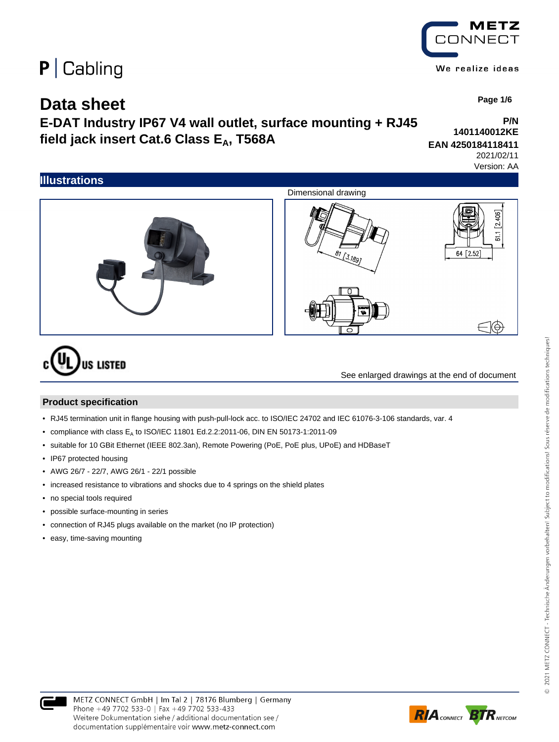P | Cabling

METZ CONNECT

We realize ideas

# Data sheet

## E-DAT Industry IP67 V4 wall outlet, surface mounting + RJ45 field jack insert Cat.6 Class $E_A$, T568A

**P/N 1401140012KE**

**EAN 4250184118411**

2021/02/11

Version: AA

## Illustrations

Dimensional drawing

See enlarged drawings at the end of document

## Product specification

- RJ45 termination unit in flange housing with push-pull-lock acc. to ISO/IEC 24702 and IEC 61076-3-106 standards, var. 4
- compliance with class $E_A$ to ISO/IEC 11801 Ed.2.2:2011-06, DIN EN 50173-1:2011-09
- suitable for 10 GBit Ethernet (IEEE 802.3an), Remote Powering (PoE, PoE plus, UPoE) and HDBaseT
- IP67 protected housing
- AWG 26/7 - 22/7, AWG 26/1 - 22/1 possible
- increased resistance to vibrations and shocks due to 4 springs on the shield plates
- no special tools required
- possible surface-mounting in series
- connection of RJ45 plugs available on the market (no IP protection)
- easy, time-saving mounting

METZ CONNECT GmbH | Im Tal 2 | 78176 Blumberg | Germany
Phone +49 7702 533-0 | Fax +49 7702 533-433
Weitere Dokumentation siehe / additional documentation see / documentation supplémentaire voir www.metz-connect.com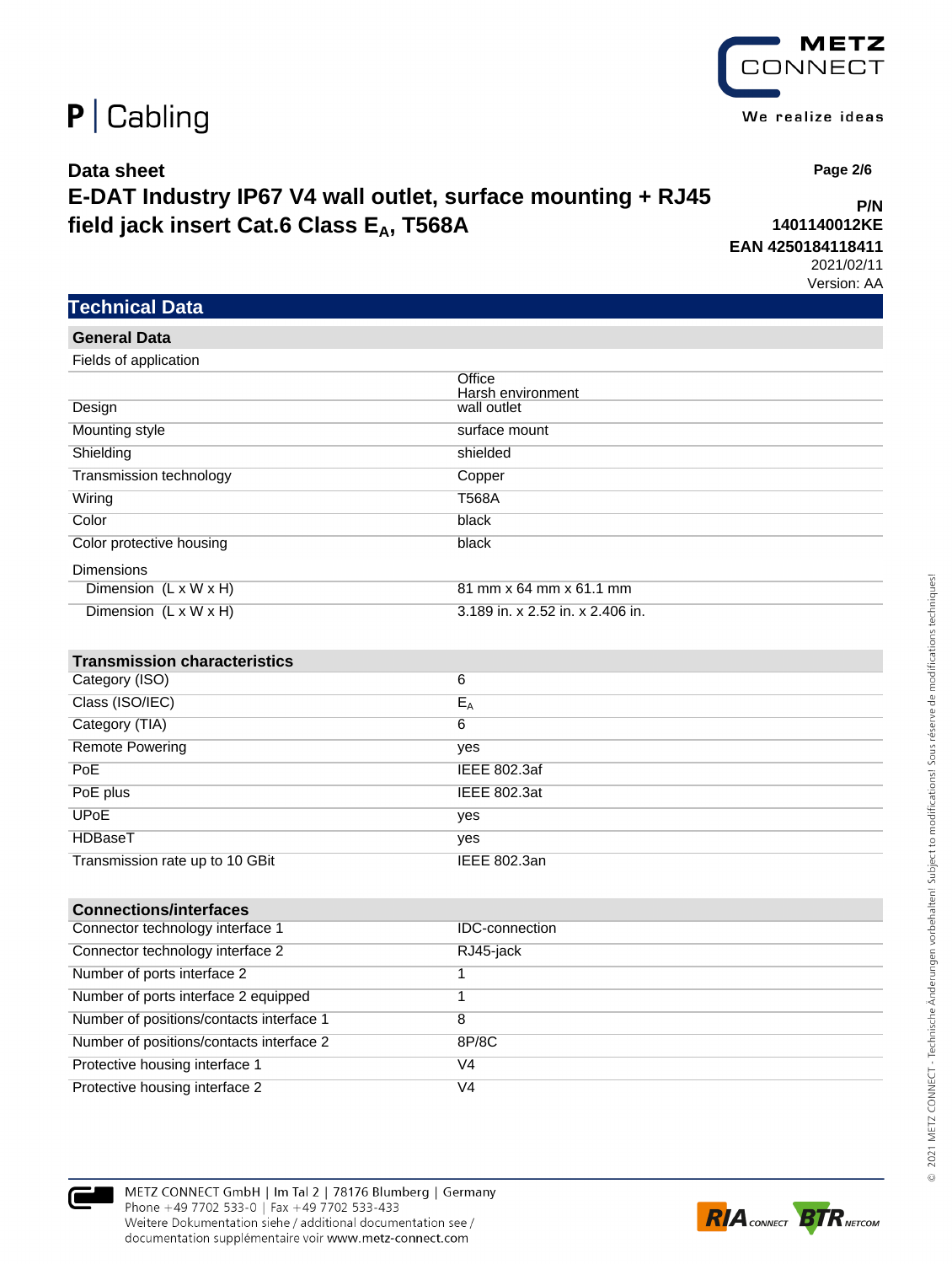P | Cabling

**Data sheet**

# E-DAT Industry IP67 V4 wall outlet, surface mounting + RJ45 field jack insert Cat.6 Class $E_A$, T568A

**P/N 1401140012KE**

**EAN 4250184118411**

2021/02/11

Version: AA

## Technical Data

### General Data

| | |
|---|---|
| Fields of application | |
| | Office<br>Harsh environment |
| Design | wall outlet |
| Mounting style | surface mount |
| Shielding | shielded |
| Transmission technology | Copper |
| Wiring | T568A |
| Color | black |
| Color protective housing | black |
| Dimensions | |
| Dimension (L x W x H) | 81 mm x 64 mm x 61.1 mm |
| Dimension (L x W x H) | 3.189 in. x 2.52 in. x 2.406 in. |

### Transmission characteristics

| | |
|---|---|
| Category (ISO) | 6 |
| Class (ISO/IEC) | $E_A$ |
| Category (TIA) | 6 |
| Remote Powering | yes |
| PoE | IEEE 802.3af |
| PoE plus | IEEE 802.3at |
| UPoE | yes |
| HDBaseT | yes |
| Transmission rate up to 10 GBit | IEEE 802.3an |

### Connections/interfaces

| | |
|---|---|
| Connector technology interface 1 | IDC-connection |
| Connector technology interface 2 | RJ45-jack |
| Number of ports interface 2 | 1 |
| Number of ports interface 2 equipped | 1 |
| Number of positions/contacts interface 1 | 8 |
| Number of positions/contacts interface 2 | 8P/8C |
| Protective housing interface 1 | V4 |
| Protective housing interface 2 | V4 |

METZ CONNECT GmbH | Im Tal 2 | 78176 Blumberg | Germany
Phone +49 7702 533-0 | Fax +49 7702 533-433
Weitere Dokumentation siehe / additional documentation see / documentation supplémentaire voir www.metz-connect.com

© 2021 METZ CONNECT - Technische Änderungen vorbehalten! Subject to modifications! Sous réserve de modifications techniques!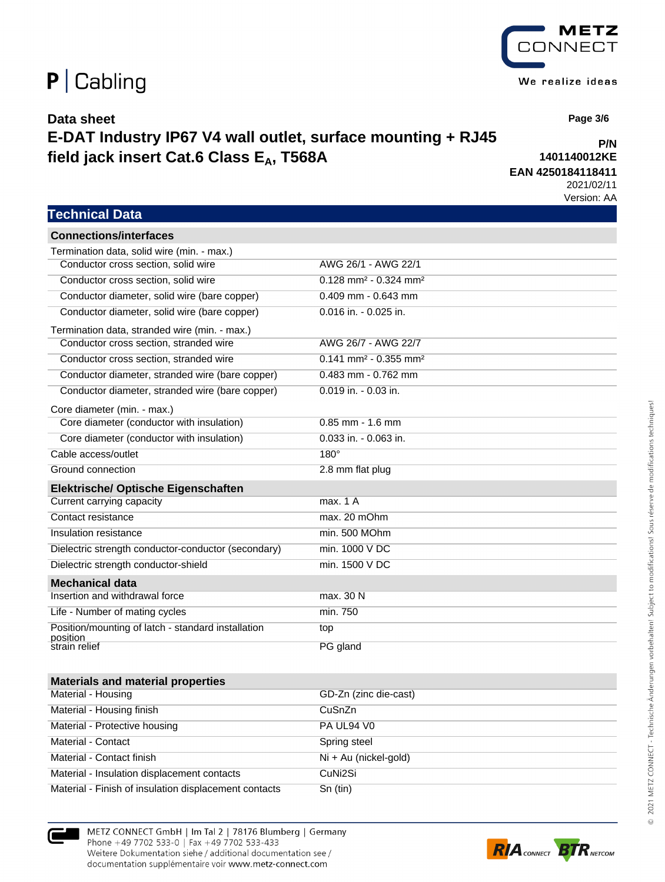P | Cabling

**Data sheet**

**E-DAT Industry IP67 V4 wall outlet, surface mounting + RJ45 field jack insert Cat.6 Class $E_A$, T568A**

**P/N 1401140012KE**

**EAN 4250184118411**

2021/02/11

Version: AA

## Technical Data

| **Connections/interfaces** | |
|---|---|
| Termination data, solid wire (min. - max.) | |
| Conductor cross section, solid wire | AWG 26/1 - AWG 22/1 |
| Conductor cross section, solid wire | 0.128 mm² - 0.324 mm² |
| Conductor diameter, solid wire (bare copper) | 0.409 mm - 0.643 mm |
| Conductor diameter, solid wire (bare copper) | 0.016 in. - 0.025 in. |
| Termination data, stranded wire (min. - max.) | |
| Conductor cross section, stranded wire | AWG 26/7 - AWG 22/7 |
| Conductor cross section, stranded wire | 0.141 mm² - 0.355 mm² |
| Conductor diameter, stranded wire (bare copper) | 0.483 mm - 0.762 mm |
| Conductor diameter, stranded wire (bare copper) | 0.019 in. - 0.03 in. |
| Core diameter (min. - max.) | |
| Core diameter (conductor with insulation) | 0.85 mm - 1.6 mm |
| Core diameter (conductor with insulation) | 0.033 in. - 0.063 in. |
| Cable access/outlet | 180° |
| Ground connection | 2.8 mm flat plug |
| **Elektrische/ Optische Eigenschaften** | |
| Current carrying capacity | max. 1 A |
| Contact resistance | max. 20 mOhm |
| Insulation resistance | min. 500 MOhm |
| Dielectric strength conductor-conductor (secondary) | min. 1000 V DC |
| Dielectric strength conductor-shield | min. 1500 V DC |
| **Mechanical data** | |
| Insertion and withdrawal force | max. 30 N |
| Life - Number of mating cycles | min. 750 |
| Position/mounting of latch - standard installation position | top |
| strain relief | PG gland |
| **Materials and material properties** | |
| Material - Housing | GD-Zn (zinc die-cast) |
| Material - Housing finish | CuSnZn |
| Material - Protective housing | PA UL94 V0 |
| Material - Contact | Spring steel |
| Material - Contact finish | Ni + Au (nickel-gold) |
| Material - Insulation displacement contacts | CuNi2Si |
| Material - Finish of insulation displacement contacts | Sn (tin) |

METZ CONNECT GmbH | Im Tal 2 | 78176 Blumberg | Germany
Phone +49 7702 533-0 | Fax +49 7702 533-433
Weitere Dokumentation siehe / additional documentation see /
documentation supplémentaire voir www.metz-connect.com

© 2021 METZ CONNECT - Technische Änderungen vorbehalten! Subject to modifications! Sous réserve de modifications techniques!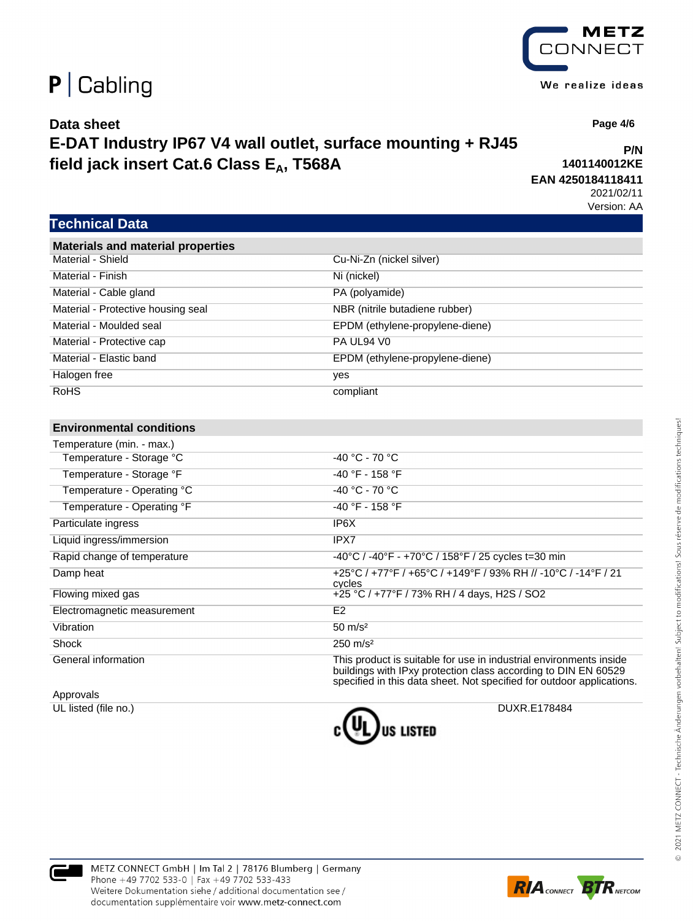# Data sheet

## E-DAT Industry IP67 V4 wall outlet, surface mounting + RJ45 field jack insert Cat.6 Class $E_A$, T568A

**P/N**
**1401140012KE**
**EAN 4250184118411**
2021/02/11
Version: AA

## Technical Data

| **Materials and material properties** | |
|---|---|
| Material - Shield | Cu-Ni-Zn (nickel silver) |
| Material - Finish | Ni (nickel) |
| Material - Cable gland | PA (polyamide) |
| Material - Protective housing seal | NBR (nitrile butadiene rubber) |
| Material - Moulded seal | EPDM (ethylene-propylene-diene) |
| Material - Protective cap | PA UL94 V0 |
| Material - Elastic band | EPDM (ethylene-propylene-diene) |
| Halogen free | yes |
| RoHS | compliant |

| **Environmental conditions** | |
|---|---|
| Temperature (min. - max.) | |
| Temperature - Storage °C | -40 °C - 70 °C |
| Temperature - Storage °F | -40 °F - 158 °F |
| Temperature - Operating °C | -40 °C - 70 °C |
| Temperature - Operating °F | -40 °F - 158 °F |
| Particulate ingress | IP6X |
| Liquid ingress/immersion | IPX7 |
| Rapid change of temperature | -40°C / -40°F - +70°C / 158°F / 25 cycles t=30 min |
| Damp heat | +25°C / +77°F / +65°C / +149°F / 93% RH // -10°C / -14°F / 21 cycles |
| Flowing mixed gas | +25 °C / +77°F / 73% RH / 4 days, H2S / SO2 |
| Electromagnetic measurement | E2 |
| Vibration | 50 m/s² |
| Shock | 250 m/s² |
| General information | This product is suitable for use in industrial environments inside buildings with IPxy protection class according to DIN EN 60529 specified in this data sheet. Not specified for outdoor applications. |
| Approvals | |
| UL listed (file no.) | c UL US LISTED DUXR.E178484 |

METZ CONNECT GmbH | Im Tal 2 | 78176 Blumberg | Germany
Phone +49 7702 533-0 | Fax +49 7702 533-433
Weitere Dokumentation siehe / additional documentation see / documentation supplémentaire voir www.metz-connect.com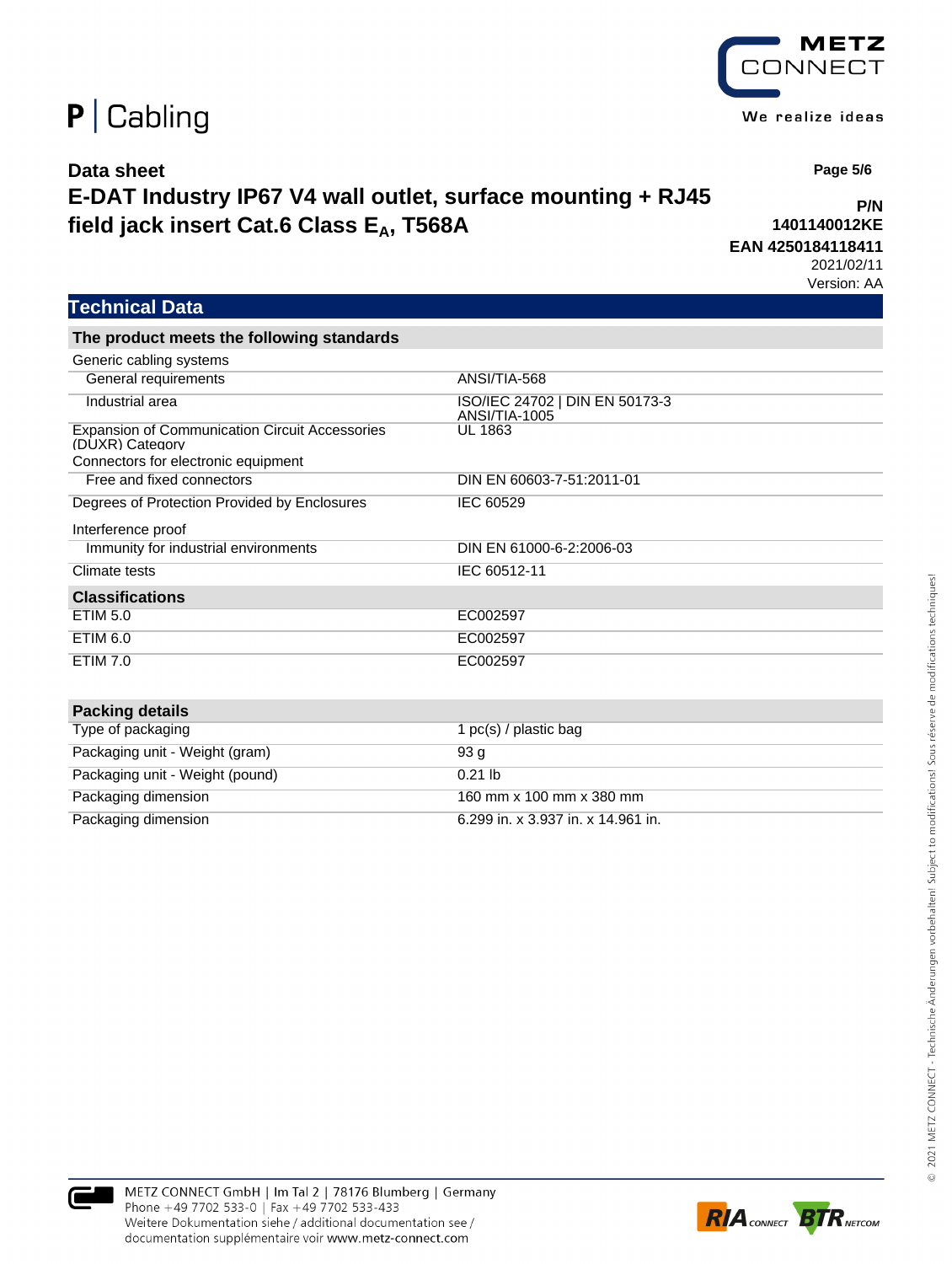# Data sheet

## E-DAT Industry IP67 V4 wall outlet, surface mounting + RJ45 field jack insert Cat.6 Class $E_A$, T568A

**P/N 1401140012KE**
**EAN 4250184118411**
2021/02/11
Version: AA

## Technical Data

| The product meets the following standards | |
|---|---|
| Generic cabling systems | |
| General requirements | ANSI/TIA-568 |
| Industrial area | ISO/IEC 24702 \| DIN EN 50173-3 ANSI/TIA-1005 |
| Expansion of Communication Circuit Accessories (DUXR) Category | UL 1863 |
| Connectors for electronic equipment | |
| Free and fixed connectors | DIN EN 60603-7-51:2011-01 |
| Degrees of Protection Provided by Enclosures | IEC 60529 |
| Interference proof | |
| Immunity for industrial environments | DIN EN 61000-6-2:2006-03 |
| Climate tests | IEC 60512-11 |

| Classifications | |
|---|---|
| ETIM 5.0 | EC002597 |
| ETIM 6.0 | EC002597 |
| ETIM 7.0 | EC002597 |

| Packing details | |
|---|---|
| Type of packaging | 1 pc(s) / plastic bag |
| Packaging unit - Weight (gram) | 93 g |
| Packaging unit - Weight (pound) | 0.21 lb |
| Packaging dimension | 160 mm x 100 mm x 380 mm |
| Packaging dimension | 6.299 in. x 3.937 in. x 14.961 in. |

METZ CONNECT GmbH | Im Tal 2 | 78176 Blumberg | Germany
Phone +49 7702 533-0 | Fax +49 7702 533-433
Weitere Dokumentation siehe / additional documentation see / documentation supplémentaire voir www.metz-connect.com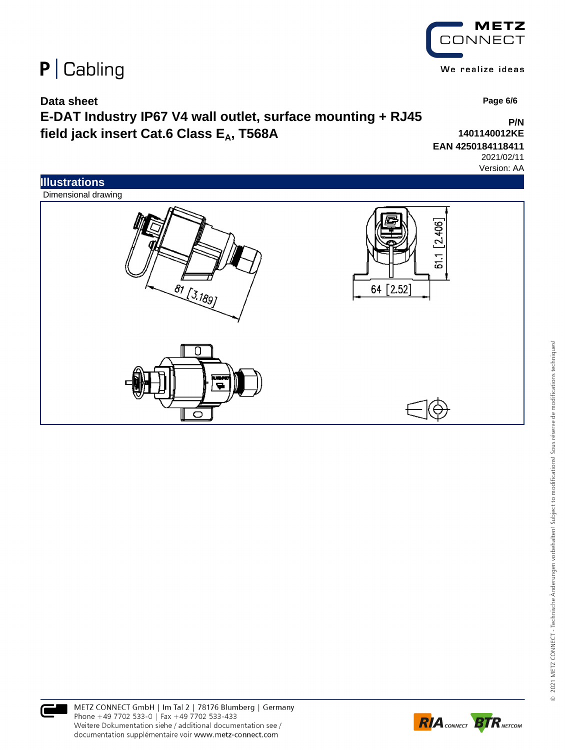P | Cabling

## Data sheet

## E-DAT Industry IP67 V4 wall outlet, surface mounting + RJ45 field jack insert Cat.6 Class $E_A$, T568A

**P/N 1401140012KE**

**EAN 4250184118411**

2021/02/11

Version: AA

## Illustrations

Dimensional drawing

81 [3.189]

61.1 [2.406]

64 [2.52]

METZ CONNECT GmbH | Im Tal 2 | 78176 Blumberg | Germany
Phone +49 7702 533-0 | Fax +49 7702 533-433
Weitere Dokumentation siehe / additional documentation see / documentation supplémentaire voir www.metz-connect.com

© 2021 METZ CONNECT - Technische Änderungen vorbehalten! Subject to modifications! Sous réserve de modifications techniques!